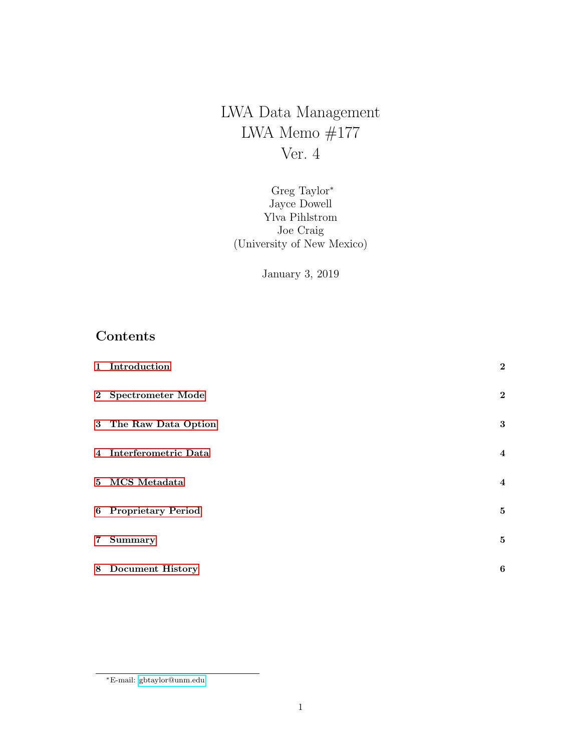# LWA Data Management
# LWA Memo #177
# Ver. 4

Greg Taylor*
Jayce Dowell
Ylva Pihlstrom
Joe Craig
(University of New Mexico)

January 3, 2019

## Contents

| | |
|---|---|
| **1 Introduction** | **2** |
| **2 Spectrometer Mode** | **2** |
| **3 The Raw Data Option** | **3** |
| **4 Interferometric Data** | **4** |
| **5 MCS Metadata** | **4** |
| **6 Proprietary Period** | **5** |
| **7 Summary** | **5** |
| **8 Document History** | **6** |

*E-mail: gbtaylor@unm.edu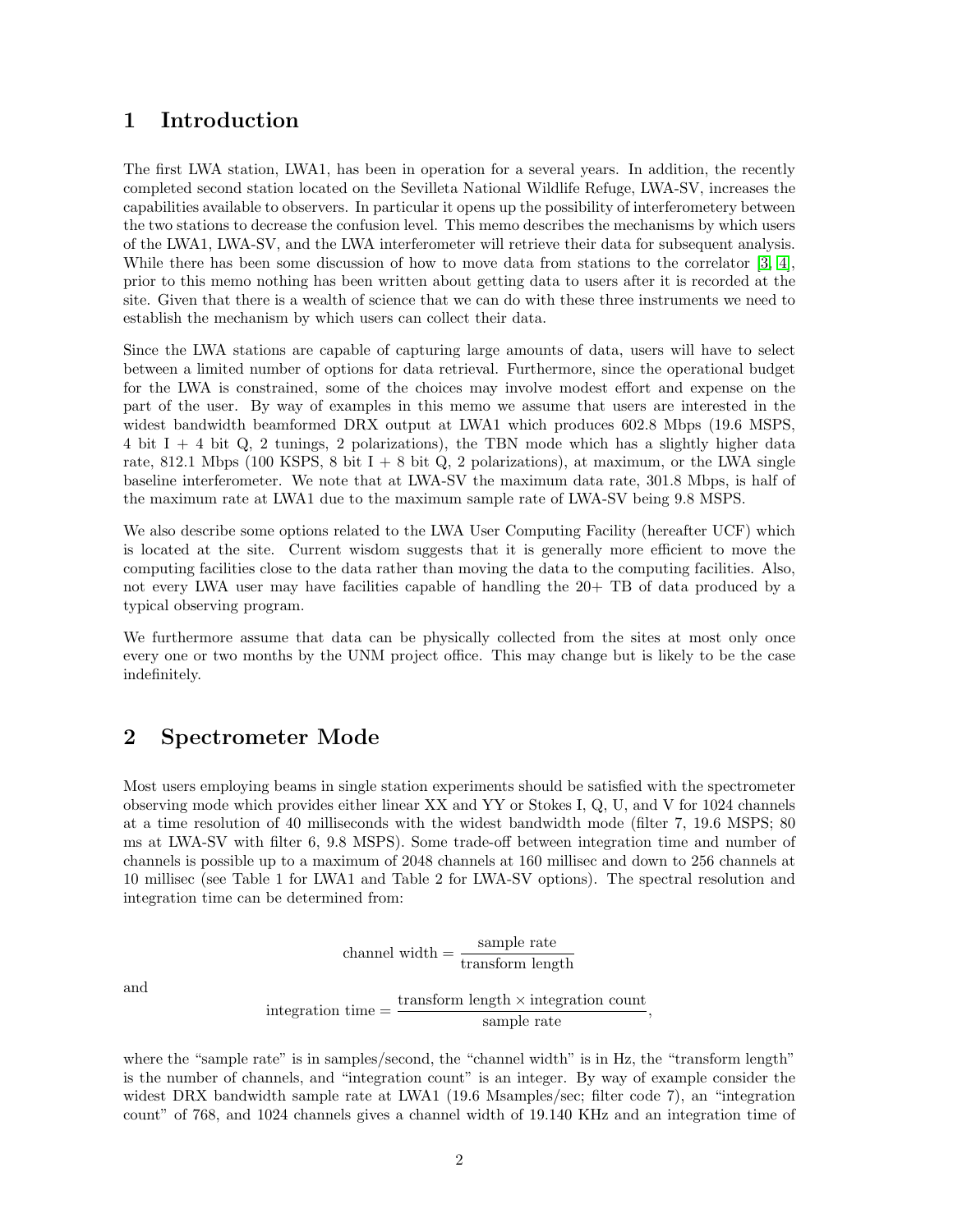# 1 Introduction

The first LWA station, LWA1, has been in operation for a several years. In addition, the recently completed second station located on the Sevilleta National Wildlife Refuge, LWA-SV, increases the capabilities available to observers. In particular it opens up the possibility of interferometery between the two stations to decrease the confusion level. This memo describes the mechanisms by which users of the LWA1, LWA-SV, and the LWA interferometer will retrieve their data for subsequent analysis. While there has been some discussion of how to move data from stations to the correlator [3, 4], prior to this memo nothing has been written about getting data to users after it is recorded at the site. Given that there is a wealth of science that we can do with these three instruments we need to establish the mechanism by which users can collect their data.

Since the LWA stations are capable of capturing large amounts of data, users will have to select between a limited number of options for data retrieval. Furthermore, since the operational budget for the LWA is constrained, some of the choices may involve modest effort and expense on the part of the user. By way of examples in this memo we assume that users are interested in the widest bandwidth beamformed DRX output at LWA1 which produces 602.8 Mbps (19.6 MSPS, 4 bit I + 4 bit Q, 2 tunings, 2 polarizations), the TBN mode which has a slightly higher data rate, 812.1 Mbps (100 KSPS, 8 bit I + 8 bit Q, 2 polarizations), at maximum, or the LWA single baseline interferometer. We note that at LWA-SV the maximum data rate, 301.8 Mbps, is half of the maximum rate at LWA1 due to the maximum sample rate of LWA-SV being 9.8 MSPS.

We also describe some options related to the LWA User Computing Facility (hereafter UCF) which is located at the site. Current wisdom suggests that it is generally more efficient to move the computing facilities close to the data rather than moving the data to the computing facilities. Also, not every LWA user may have facilities capable of handling the 20+ TB of data produced by a typical observing program.

We furthermore assume that data can be physically collected from the sites at most only once every one or two months by the UNM project office. This may change but is likely to be the case indefinitely.

# 2 Spectrometer Mode

Most users employing beams in single station experiments should be satisfied with the spectrometer observing mode which provides either linear XX and YY or Stokes I, Q, U, and V for 1024 channels at a time resolution of 40 milliseconds with the widest bandwidth mode (filter 7, 19.6 MSPS; 80 ms at LWA-SV with filter 6, 9.8 MSPS). Some trade-off between integration time and number of channels is possible up to a maximum of 2048 channels at 160 millisec and down to 256 channels at 10 millisec (see Table 1 for LWA1 and Table 2 for LWA-SV options). The spectral resolution and integration time can be determined from:

$$\text{channel width} = \frac{\text{sample rate}}{\text{transform length}}$$

and

$$\text{integration time} = \frac{\text{transform length} \times \text{integration count}}{\text{sample rate}},$$

where the "sample rate" is in samples/second, the "channel width" is in Hz, the "transform length" is the number of channels, and "integration count" is an integer. By way of example consider the widest DRX bandwidth sample rate at LWA1 (19.6 Msamples/sec; filter code 7), an "integration count" of 768, and 1024 channels gives a channel width of 19.140 KHz and an integration time of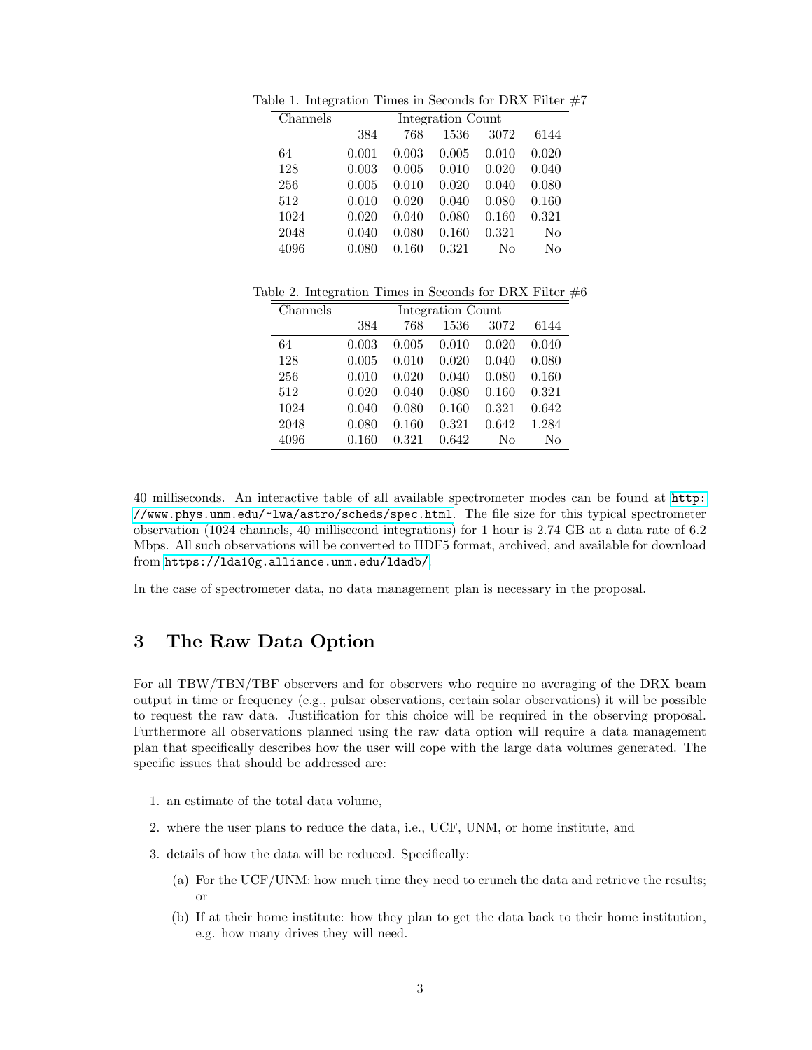Table 1. Integration Times in Seconds for DRX Filter #7

| Channels | Integration Count | | | | |
|---|---|---|---|---|---|
| | 384 | 768 | 1536 | 3072 | 6144 |
| 64 | 0.001 | 0.003 | 0.005 | 0.010 | 0.020 |
| 128 | 0.003 | 0.005 | 0.010 | 0.020 | 0.040 |
| 256 | 0.005 | 0.010 | 0.020 | 0.040 | 0.080 |
| 512 | 0.010 | 0.020 | 0.040 | 0.080 | 0.160 |
| 1024 | 0.020 | 0.040 | 0.080 | 0.160 | 0.321 |
| 2048 | 0.040 | 0.080 | 0.160 | 0.321 | No |
| 4096 | 0.080 | 0.160 | 0.321 | No | No |

Table 2. Integration Times in Seconds for DRX Filter #6

| Channels | Integration Count | | | | |
|---|---|---|---|---|---|
| | 384 | 768 | 1536 | 3072 | 6144 |
| 64 | 0.003 | 0.005 | 0.010 | 0.020 | 0.040 |
| 128 | 0.005 | 0.010 | 0.020 | 0.040 | 0.080 |
| 256 | 0.010 | 0.020 | 0.040 | 0.080 | 0.160 |
| 512 | 0.020 | 0.040 | 0.080 | 0.160 | 0.321 |
| 1024 | 0.040 | 0.080 | 0.160 | 0.321 | 0.642 |
| 2048 | 0.080 | 0.160 | 0.321 | 0.642 | 1.284 |
| 4096 | 0.160 | 0.321 | 0.642 | No | No |

40 milliseconds. An interactive table of all available spectrometer modes can be found at http://www.phys.unm.edu/~lwa/astro/scheds/spec.html. The file size for this typical spectrometer observation (1024 channels, 40 millisecond integrations) for 1 hour is 2.74 GB at a data rate of 6.2 Mbps. All such observations will be converted to HDF5 format, archived, and available for download from https://lda10g.alliance.unm.edu/ldadb/.

In the case of spectrometer data, no data management plan is necessary in the proposal.

## 3 The Raw Data Option

For all TBW/TBN/TBF observers and for observers who require no averaging of the DRX beam output in time or frequency (e.g., pulsar observations, certain solar observations) it will be possible to request the raw data. Justification for this choice will be required in the observing proposal. Furthermore all observations planned using the raw data option will require a data management plan that specifically describes how the user will cope with the large data volumes generated. The specific issues that should be addressed are:

1. an estimate of the total data volume,
2. where the user plans to reduce the data, i.e., UCF, UNM, or home institute, and
3. details of how the data will be reduced. Specifically:
   (a) For the UCF/UNM: how much time they need to crunch the data and retrieve the results; or
   (b) If at their home institute: how they plan to get the data back to their home institution, e.g. how many drives they will need.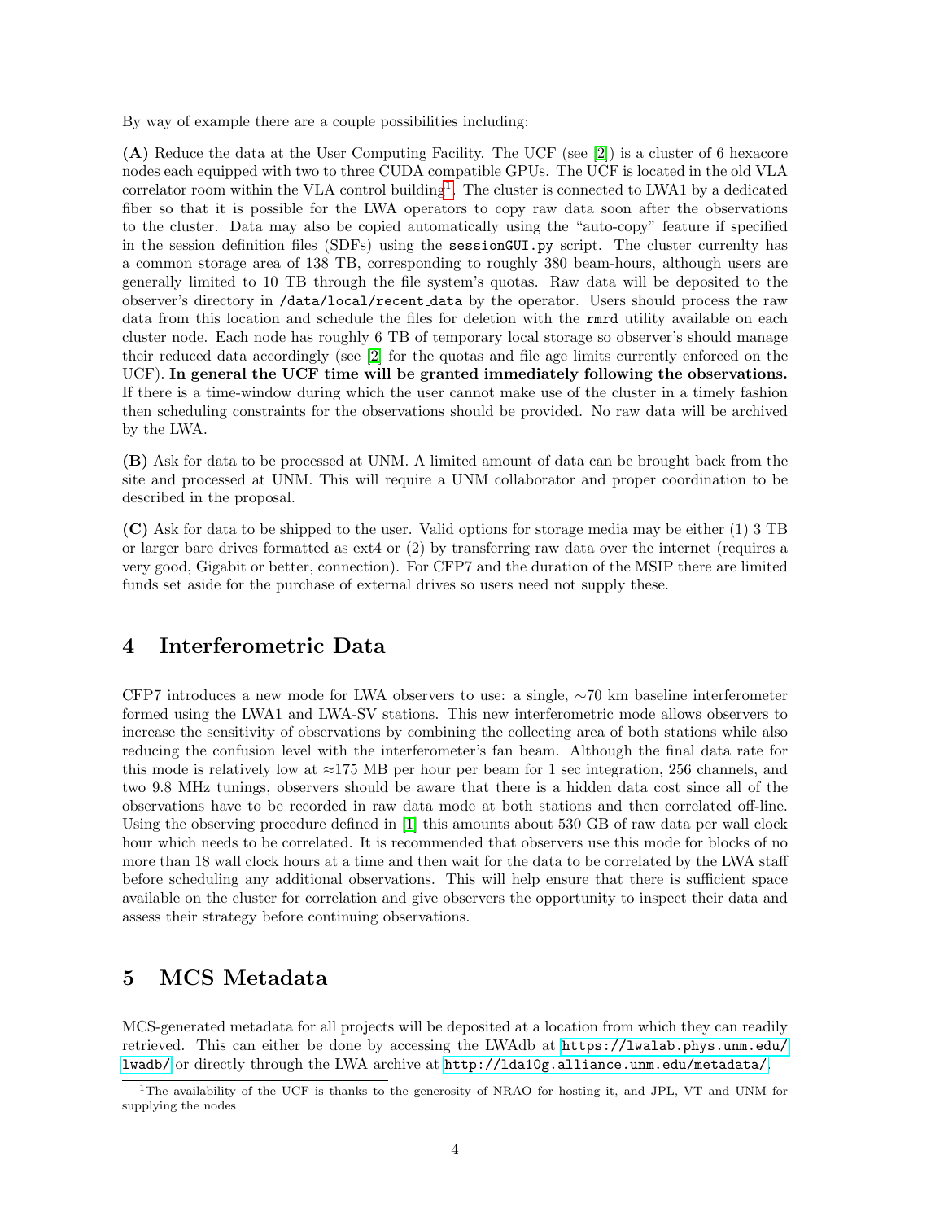By way of example there are a couple possibilities including:

**(A)** Reduce the data at the User Computing Facility. The UCF (see [2]) is a cluster of 6 hexacore nodes each equipped with two to three CUDA compatible GPUs. The UCF is located in the old VLA correlator room within the VLA control building[1]. The cluster is connected to LWA1 by a dedicated fiber so that it is possible for the LWA operators to copy raw data soon after the observations to the cluster. Data may also be copied automatically using the "auto-copy" feature if specified in the session definition files (SDFs) using the `sessionGUI.py` script. The cluster currenlty has a common storage area of 138 TB, corresponding to roughly 380 beam-hours, although users are generally limited to 10 TB through the file system's quotas. Raw data will be deposited to the observer's directory in `/data/local/recent_data` by the operator. Users should process the raw data from this location and schedule the files for deletion with the `rmrd` utility available on each cluster node. Each node has roughly 6 TB of temporary local storage so observer's should manage their reduced data accordingly (see [2] for the quotas and file age limits currently enforced on the UCF). **In general the UCF time will be granted immediately following the observations.** If there is a time-window during which the user cannot make use of the cluster in a timely fashion then scheduling constraints for the observations should be provided. No raw data will be archived by the LWA.

**(B)** Ask for data to be processed at UNM. A limited amount of data can be brought back from the site and processed at UNM. This will require a UNM collaborator and proper coordination to be described in the proposal.

**(C)** Ask for data to be shipped to the user. Valid options for storage media may be either (1) 3 TB or larger bare drives formatted as ext4 or (2) by transferring raw data over the internet (requires a very good, Gigabit or better, connection). For CFP7 and the duration of the MSIP there are limited funds set aside for the purchase of external drives so users need not supply these.

# 4 Interferometric Data

CFP7 introduces a new mode for LWA observers to use: a single, $\sim$70 km baseline interferometer formed using the LWA1 and LWA-SV stations. This new interferometric mode allows observers to increase the sensitivity of observations by combining the collecting area of both stations while also reducing the confusion level with the interferometer's fan beam. Although the final data rate for this mode is relatively low at $\approx$175 MB per hour per beam for 1 sec integration, 256 channels, and two 9.8 MHz tunings, observers should be aware that there is a hidden data cost since all of the observations have to be recorded in raw data mode at both stations and then correlated off-line. Using the observing procedure defined in [1] this amounts about 530 GB of raw data per wall clock hour which needs to be correlated. It is recommended that observers use this mode for blocks of no more than 18 wall clock hours at a time and then wait for the data to be correlated by the LWA staff before scheduling any additional observations. This will help ensure that there is sufficient space available on the cluster for correlation and give observers the opportunity to inspect their data and assess their strategy before continuing observations.

# 5 MCS Metadata

MCS-generated metadata for all projects will be deposited at a location from which they can readily retrieved. This can either be done by accessing the LWAdb at https://lwalab.phys.unm.edu/lwadb/ or directly through the LWA archive at http://lda10g.alliance.unm.edu/metadata/.

[1]The availability of the UCF is thanks to the generosity of NRAO for hosting it, and JPL, VT and UNM for supplying the nodes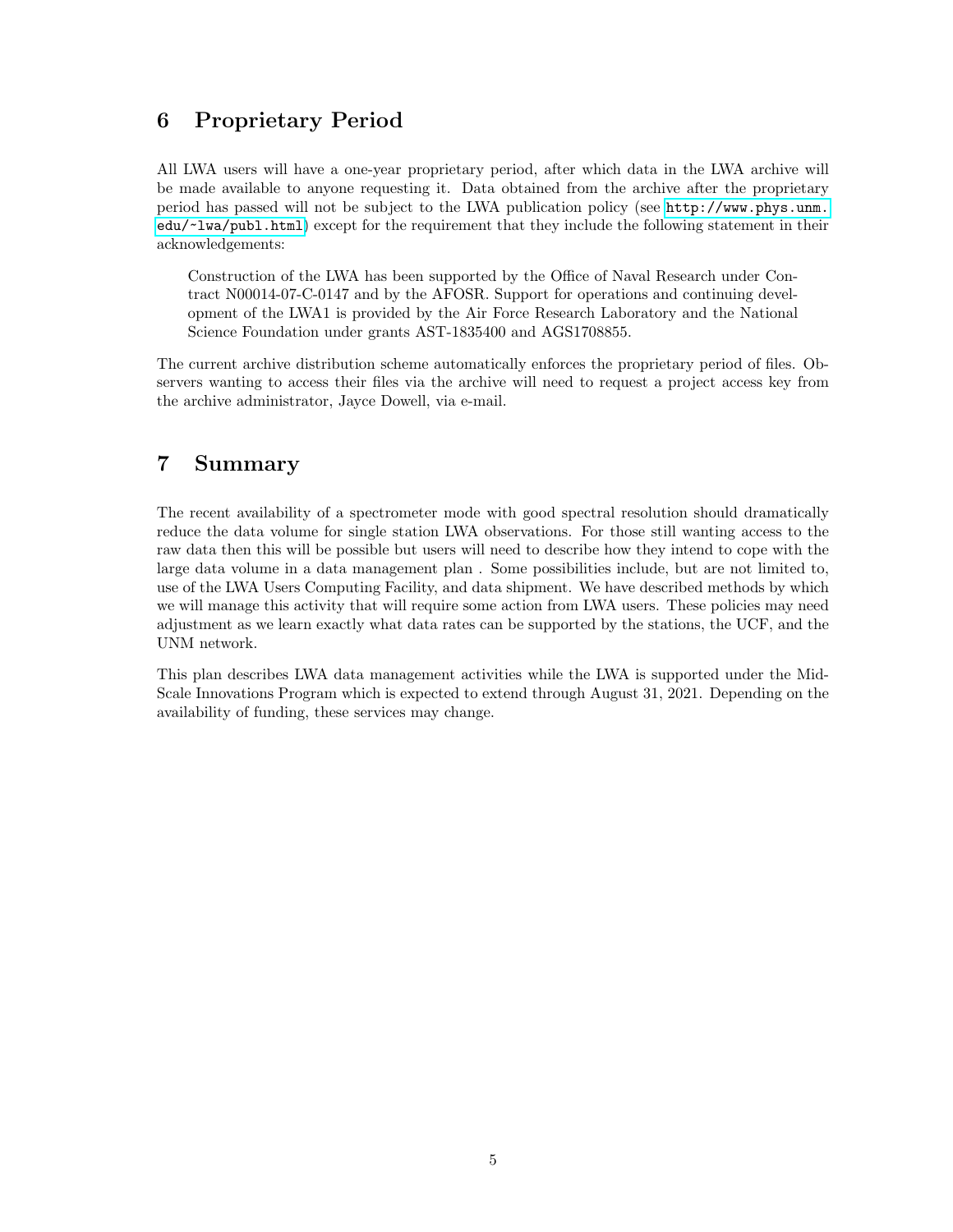## 6 Proprietary Period

All LWA users will have a one-year proprietary period, after which data in the LWA archive will be made available to anyone requesting it. Data obtained from the archive after the proprietary period has passed will not be subject to the LWA publication policy (see http://www.phys.unm.edu/~lwa/publ.html) except for the requirement that they include the following statement in their acknowledgements:

> Construction of the LWA has been supported by the Office of Naval Research under Contract N00014-07-C-0147 and by the AFOSR. Support for operations and continuing development of the LWA1 is provided by the Air Force Research Laboratory and the National Science Foundation under grants AST-1835400 and AGS1708855.

The current archive distribution scheme automatically enforces the proprietary period of files. Observers wanting to access their files via the archive will need to request a project access key from the archive administrator, Jayce Dowell, via e-mail.

## 7 Summary

The recent availability of a spectrometer mode with good spectral resolution should dramatically reduce the data volume for single station LWA observations. For those still wanting access to the raw data then this will be possible but users will need to describe how they intend to cope with the large data volume in a data management plan . Some possibilities include, but are not limited to, use of the LWA Users Computing Facility, and data shipment. We have described methods by which we will manage this activity that will require some action from LWA users. These policies may need adjustment as we learn exactly what data rates can be supported by the stations, the UCF, and the UNM network.

This plan describes LWA data management activities while the LWA is supported under the Mid-Scale Innovations Program which is expected to extend through August 31, 2021. Depending on the availability of funding, these services may change.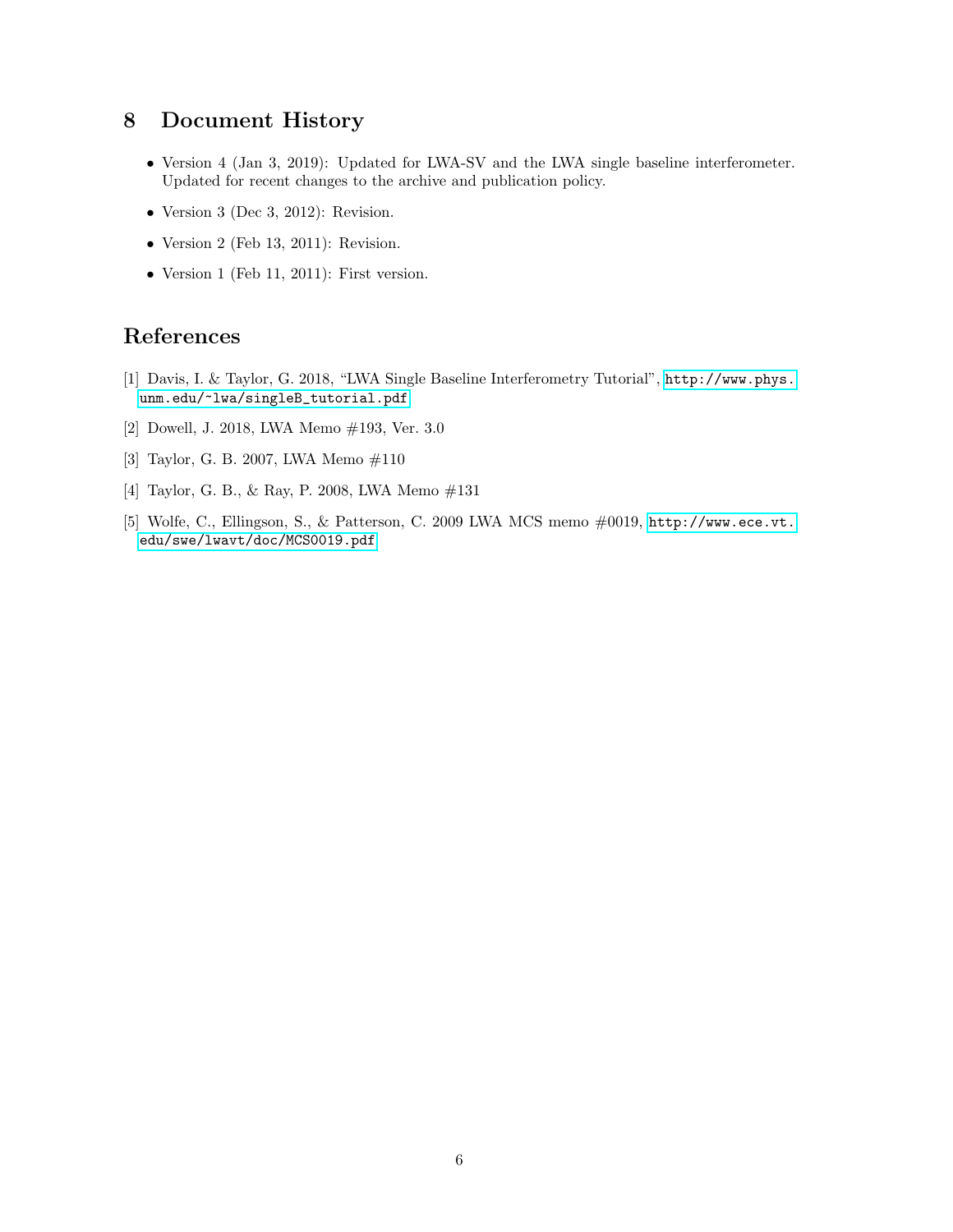## 8 Document History

- Version 4 (Jan 3, 2019): Updated for LWA-SV and the LWA single baseline interferometer. Updated for recent changes to the archive and publication policy.
- Version 3 (Dec 3, 2012): Revision.
- Version 2 (Feb 13, 2011): Revision.
- Version 1 (Feb 11, 2011): First version.

## References

[1] Davis, I. & Taylor, G. 2018, "LWA Single Baseline Interferometry Tutorial", http://www.phys.unm.edu/~lwa/singleB_tutorial.pdf

[2] Dowell, J. 2018, LWA Memo #193, Ver. 3.0

[3] Taylor, G. B. 2007, LWA Memo #110

[4] Taylor, G. B., & Ray, P. 2008, LWA Memo #131

[5] Wolfe, C., Ellingson, S., & Patterson, C. 2009 LWA MCS memo #0019, http://www.ece.vt.edu/swe/lwavt/doc/MCS0019.pdf